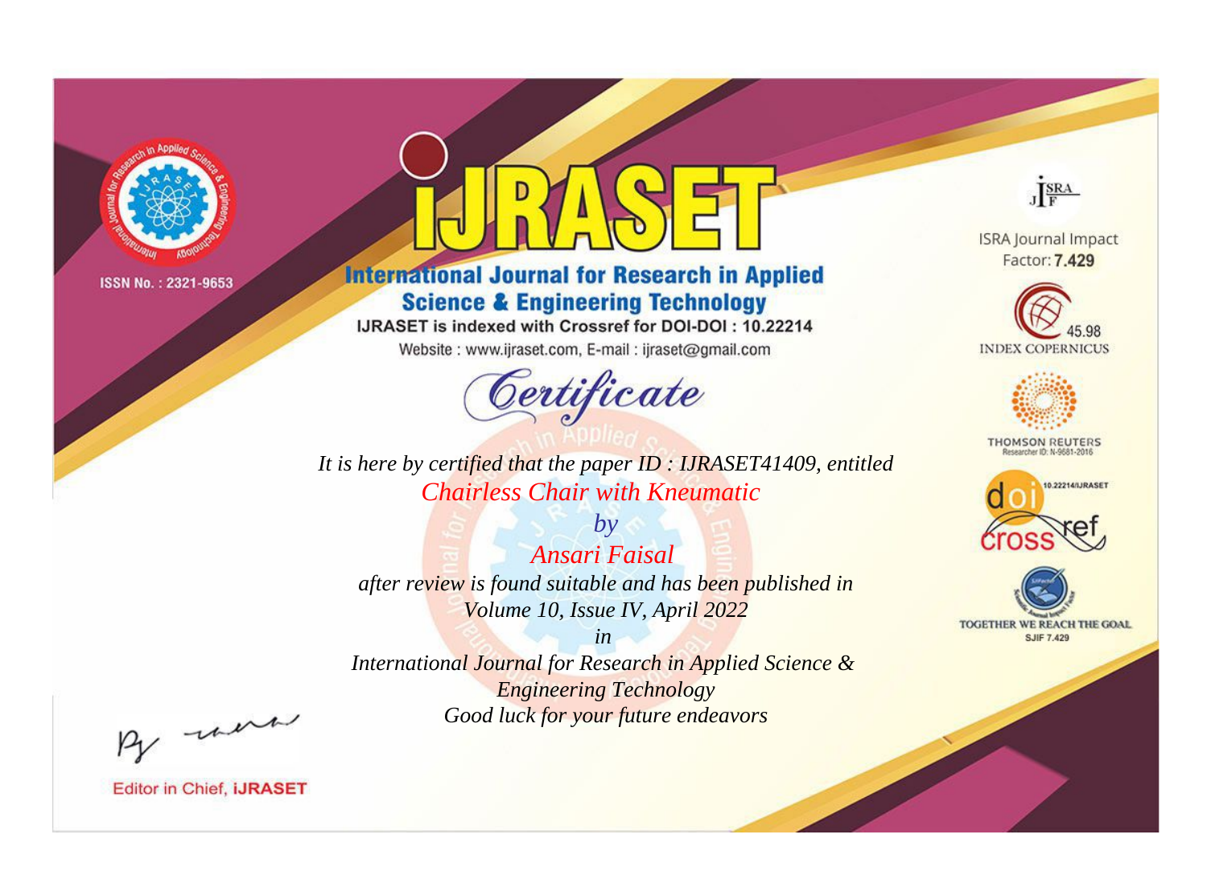ISSN No. : 2321-9653

# iJRASET

## International Journal for Research in Applied Science & Engineering Technology

IJRASET is indexed with Crossref for DOI-DOI : 10.22214

Website : www.ijraset.com, E-mail : ijraset@gmail.com

ISRA Journal Impact Factor: **7.429**

45.98 INDEX COPERNICUS

THOMSON REUTERS Researcher ID: N-9681-2016

10.22214/IJRASET

TOGETHER WE REACH THE GOAL SJIF 7.429

# Certificate

*It is here by certified that the paper ID : IJRASET41409, entitled*

*Chairless Chair with Kneumatic*

*by*

*Ansari Faisal*

*after review is found suitable and has been published in*

*Volume 10, Issue IV, April 2022*

*in*

*International Journal for Research in Applied Science & Engineering Technology*

*Good luck for your future endeavors*

Editor in Chief, **iJRASET**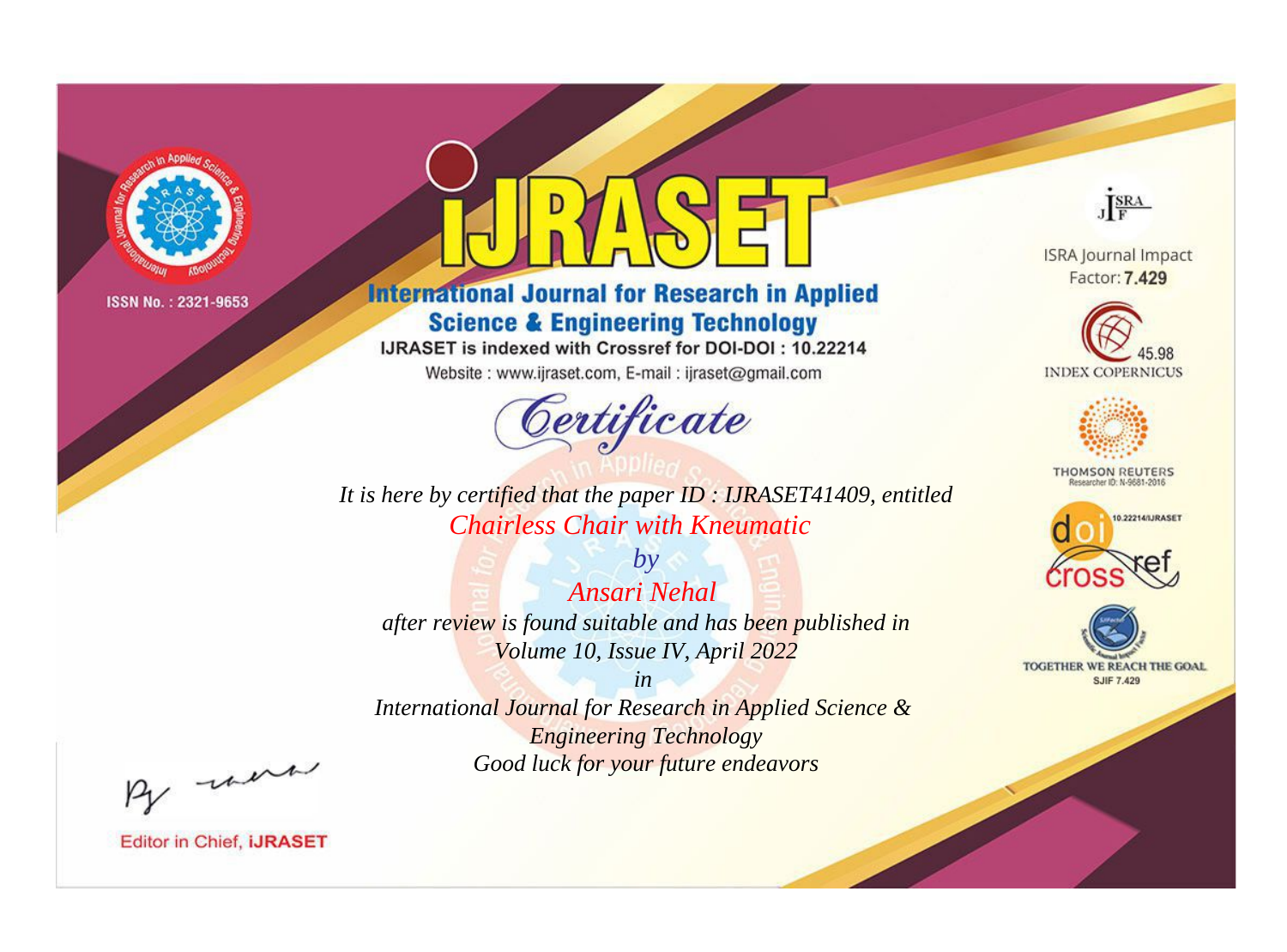ISSN No. : 2321-9653

# IJRASET

## International Journal for Research in Applied Science & Engineering Technology

IJRASET is indexed with Crossref for DOI-DOI : 10.22214

Website : www.ijraset.com, E-mail : ijraset@gmail.com

ISRA Journal Impact Factor: **7.429**

45.98 INDEX COPERNICUS

THOMSON REUTERS Researcher ID: N-9681-2016

10.22214/IJRASET

TOGETHER WE REACH THE GOAL SJIF 7.429

*Certificate*

*It is here by certified that the paper ID : IJRASET41409, entitled*

*Chairless Chair with Kneumatic*

*by*

*Ansari Nehal*

*after review is found suitable and has been published in*

*Volume 10, Issue IV, April 2022*

*in*

*International Journal for Research in Applied Science & Engineering Technology*

*Good luck for your future endeavors*

Editor in Chief, **iJRASET**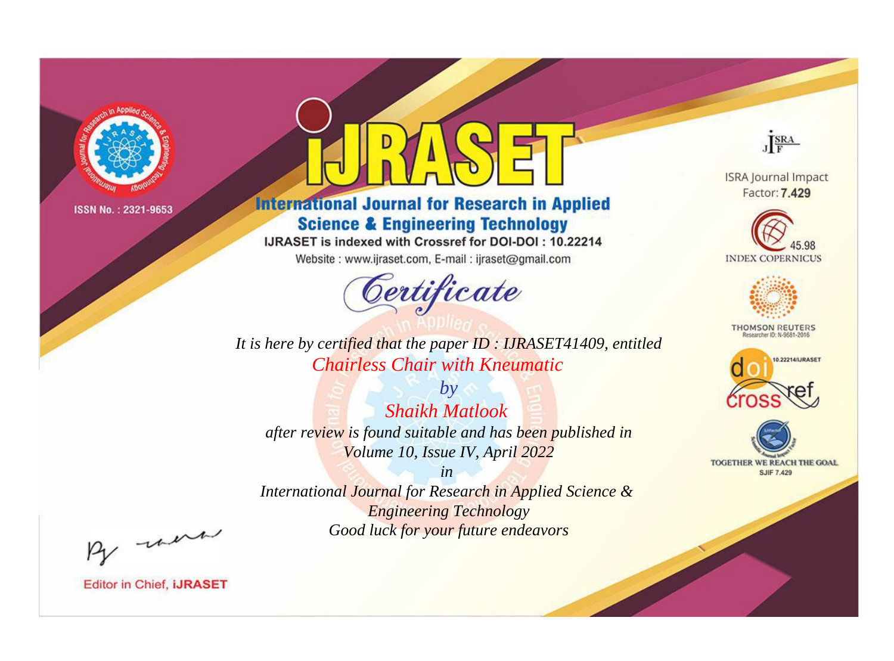ISSN No. : 2321-9653

# iJRASET

## International Journal for Research in Applied Science & Engineering Technology

IJRASET is indexed with Crossref for DOI-DOI : 10.22214

Website : www.ijraset.com, E-mail : ijraset@gmail.com

ISRA Journal Impact Factor: **7.429**

45.98 INDEX COPERNICUS

THOMSON REUTERS Researcher ID: N-9681-2016

10.22214/IJRASET

TOGETHER WE REACH THE GOAL SJIF 7.429

# *Certificate*

*It is here by certified that the paper ID : IJRASET41409, entitled*

*Chairless Chair with Kneumatic*

*by*

*Shaikh Matlook*

*after review is found suitable and has been published in*

*Volume 10, Issue IV, April 2022*

*in*

*International Journal for Research in Applied Science & Engineering Technology*

*Good luck for your future endeavors*

Editor in Chief, **iJRASET**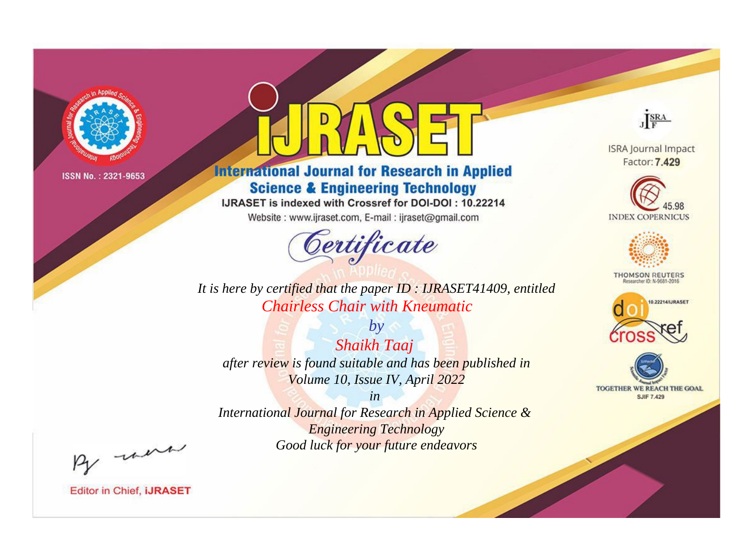ISSN No. : 2321-9653

# IJRASET

## International Journal for Research in Applied Science & Engineering Technology

IJRASET is indexed with Crossref for DOI-DOI : 10.22214

Website : www.ijraset.com, E-mail : ijraset@gmail.com

# *Certificate*

*It is here by certified that the paper ID : IJRASET41409, entitled*

*Chairless Chair with Kneumatic*

*by*

*Shaikh Taaj*

*after review is found suitable and has been published in*

*Volume 10, Issue IV, April 2022*

*in*

*International Journal for Research in Applied Science & Engineering Technology*

*Good luck for your future endeavors*

ISRA Journal Impact Factor: **7.429**

45.98 INDEX COPERNICUS

THOMSON REUTERS Researcher ID: N-9681-2016

10.22214/IJRASET

TOGETHER WE REACH THE GOAL SJIF 7.429

Editor in Chief, **iJRASET**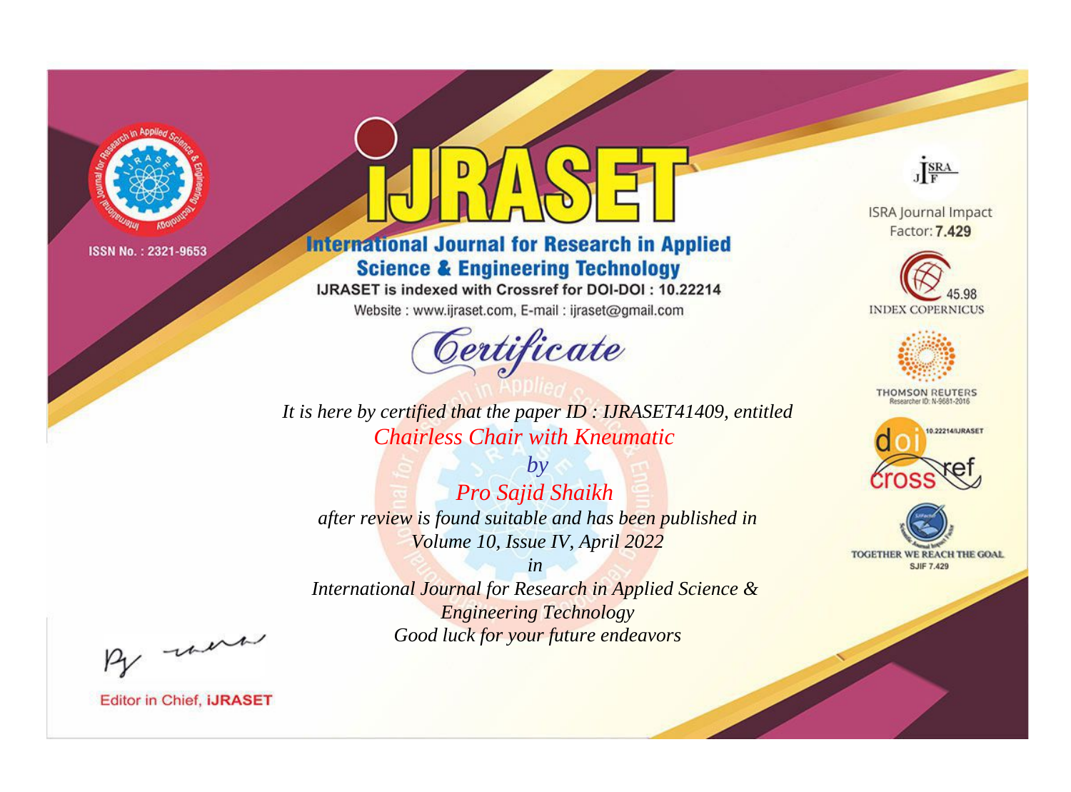ISSN No. : 2321-9653

# iJRASET

## International Journal for Research in Applied Science & Engineering Technology

IJRASET is indexed with Crossref for DOI-DOI : 10.22214

Website : www.ijraset.com, E-mail : ijraset@gmail.com

ISRA Journal Impact Factor: **7.429**

45.98 INDEX COPERNICUS

THOMSON REUTERS Researcher ID: N-9681-2016

10.22214/IJRASET

TOGETHER WE REACH THE GOAL SJIF 7.429

# *Certificate*

*It is here by certified that the paper ID : IJRASET41409, entitled*

*Chairless Chair with Kneumatic*

*by*

*Pro Sajid Shaikh*

*after review is found suitable and has been published in*

*Volume 10, Issue IV, April 2022*

*in*

*International Journal for Research in Applied Science & Engineering Technology*

*Good luck for your future endeavors*

Editor in Chief, **iJRASET**